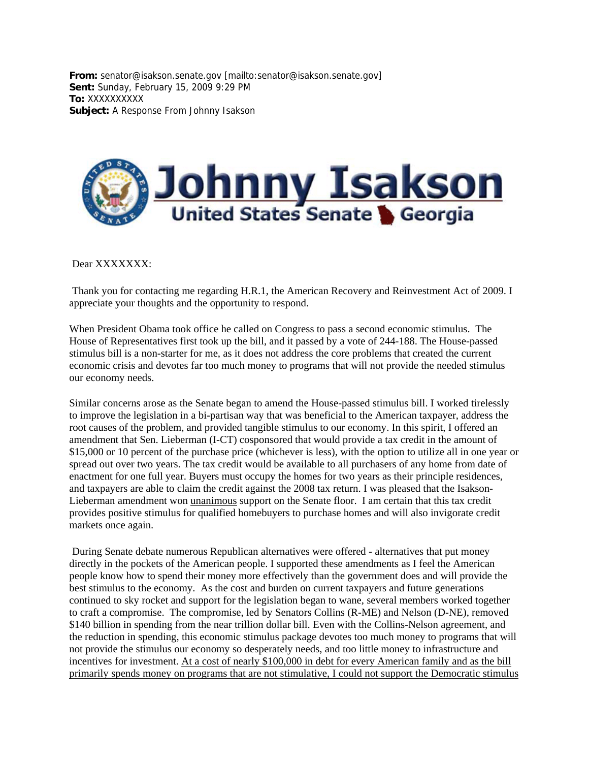**From:** senator@isakson.senate.gov [mailto:senator@isakson.senate.gov]
**Sent:** Sunday, February 15, 2009 9:29 PM
**To:** XXXXXXXXXX
**Subject:** A Response From Johnny Isakson

# Johnny Isakson

United States Senate Georgia

Dear XXXXXXX:

Thank you for contacting me regarding H.R.1, the American Recovery and Reinvestment Act of 2009. I appreciate your thoughts and the opportunity to respond.

When President Obama took office he called on Congress to pass a second economic stimulus. The House of Representatives first took up the bill, and it passed by a vote of 244-188. The House-passed stimulus bill is a non-starter for me, as it does not address the core problems that created the current economic crisis and devotes far too much money to programs that will not provide the needed stimulus our economy needs.

Similar concerns arose as the Senate began to amend the House-passed stimulus bill. I worked tirelessly to improve the legislation in a bi-partisan way that was beneficial to the American taxpayer, address the root causes of the problem, and provided tangible stimulus to our economy. In this spirit, I offered an amendment that Sen. Lieberman (I-CT) cosponsored that would provide a tax credit in the amount of $15,000 or 10 percent of the purchase price (whichever is less), with the option to utilize all in one year or spread out over two years. The tax credit would be available to all purchasers of any home from date of enactment for one full year. Buyers must occupy the homes for two years as their principle residences, and taxpayers are able to claim the credit against the 2008 tax return. I was pleased that the Isakson-Lieberman amendment won <u>unanimous</u> support on the Senate floor. I am certain that this tax credit provides positive stimulus for qualified homebuyers to purchase homes and will also invigorate credit markets once again.

During Senate debate numerous Republican alternatives were offered - alternatives that put money directly in the pockets of the American people. I supported these amendments as I feel the American people know how to spend their money more effectively than the government does and will provide the best stimulus to the economy. As the cost and burden on current taxpayers and future generations continued to sky rocket and support for the legislation began to wane, several members worked together to craft a compromise. The compromise, led by Senators Collins (R-ME) and Nelson (D-NE), removed $140 billion in spending from the near trillion dollar bill. Even with the Collins-Nelson agreement, and the reduction in spending, this economic stimulus package devotes too much money to programs that will not provide the stimulus our economy so desperately needs, and too little money to infrastructure and incentives for investment. <u>At a cost of nearly $100,000 in debt for every American family and as the bill primarily spends money on programs that are not stimulative, I could not support the Democratic stimulus</u>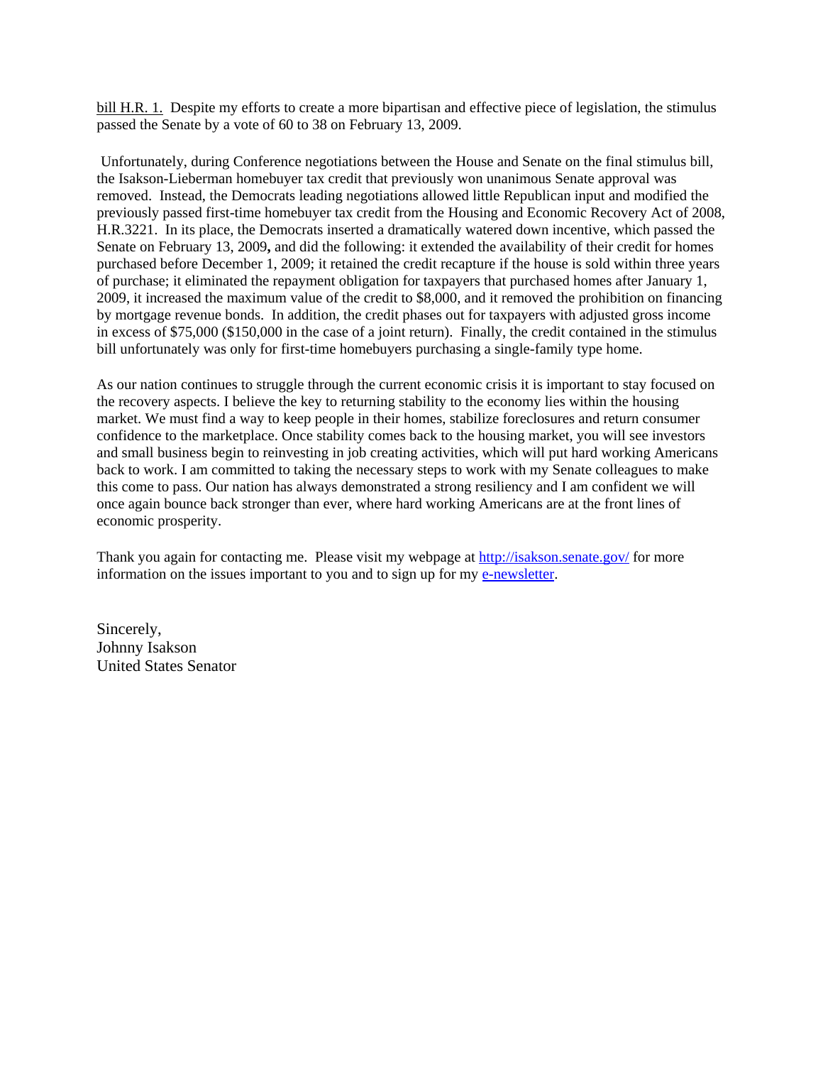bill H.R. 1. Despite my efforts to create a more bipartisan and effective piece of legislation, the stimulus passed the Senate by a vote of 60 to 38 on February 13, 2009.

Unfortunately, during Conference negotiations between the House and Senate on the final stimulus bill, the Isakson-Lieberman homebuyer tax credit that previously won unanimous Senate approval was removed. Instead, the Democrats leading negotiations allowed little Republican input and modified the previously passed first-time homebuyer tax credit from the Housing and Economic Recovery Act of 2008, H.R.3221. In its place, the Democrats inserted a dramatically watered down incentive, which passed the Senate on February 13, 2009**,** and did the following: it extended the availability of their credit for homes purchased before December 1, 2009; it retained the credit recapture if the house is sold within three years of purchase; it eliminated the repayment obligation for taxpayers that purchased homes after January 1, 2009, it increased the maximum value of the credit to $8,000, and it removed the prohibition on financing by mortgage revenue bonds. In addition, the credit phases out for taxpayers with adjusted gross income in excess of $75,000 ($150,000 in the case of a joint return). Finally, the credit contained in the stimulus bill unfortunately was only for first-time homebuyers purchasing a single-family type home.

As our nation continues to struggle through the current economic crisis it is important to stay focused on the recovery aspects. I believe the key to returning stability to the economy lies within the housing market. We must find a way to keep people in their homes, stabilize foreclosures and return consumer confidence to the marketplace. Once stability comes back to the housing market, you will see investors and small business begin to reinvesting in job creating activities, which will put hard working Americans back to work. I am committed to taking the necessary steps to work with my Senate colleagues to make this come to pass. Our nation has always demonstrated a strong resiliency and I am confident we will once again bounce back stronger than ever, where hard working Americans are at the front lines of economic prosperity.

Thank you again for contacting me. Please visit my webpage at http://isakson.senate.gov/ for more information on the issues important to you and to sign up for my e-newsletter.

Sincerely,
Johnny Isakson
United States Senator